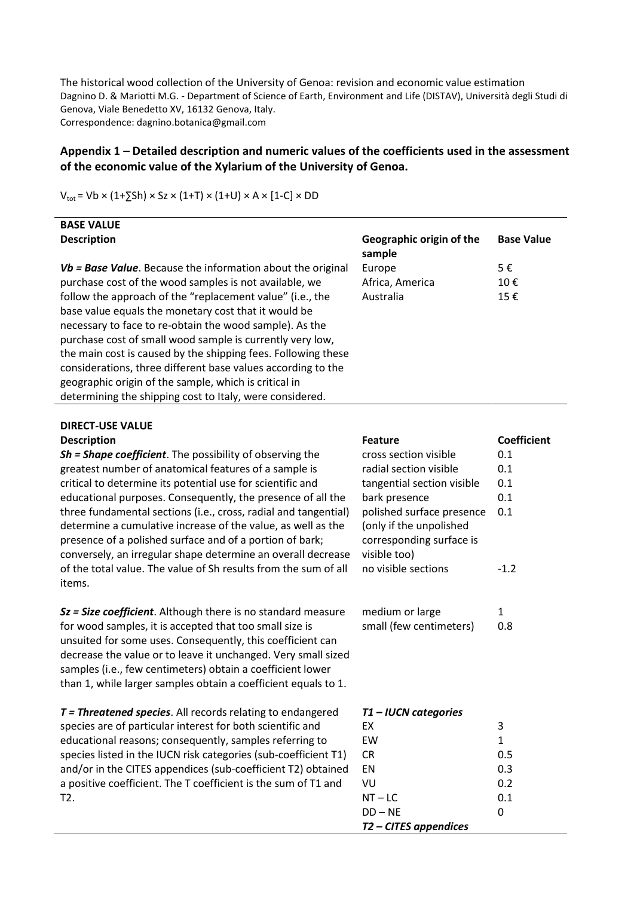The historical wood collection of the University of Genoa: revision and economic value estimation
Dagnino D. & Mariotti M.G. - Department of Science of Earth, Environment and Life (DISTAV), Università degli Studi di Genova, Viale Benedetto XV, 16132 Genova, Italy.
Correspondence: dagnino.botanica@gmail.com

## Appendix 1 – Detailed description and numeric values of the coefficients used in the assessment of the economic value of the Xylarium of the University of Genoa.

$V_{tot} = Vb \times (1+\sum Sh) \times Sz \times (1+T) \times (1+U) \times A \times [1-C] \times DD$

| **BASE VALUE** | | |
|---|---|---|
| **Description** | **Geographic origin of the sample** | **Base Value** |
| ***Vb = Base Value***. Because the information about the original purchase cost of the wood samples is not available, we follow the approach of the "replacement value" (i.e., the base value equals the monetary cost that it would be necessary to face to re-obtain the wood sample). As the purchase cost of small wood sample is currently very low, the main cost is caused by the shipping fees. Following these considerations, three different base values according to the geographic origin of the sample, which is critical in determining the shipping cost to Italy, were considered. | Europe<br>Africa, America<br>Australia | 5 €<br>10 €<br>15 € |

| **DIRECT-USE VALUE** | | |
|---|---|---|
| **Description** | **Feature** | **Coefficient** |
| ***Sh = Shape coefficient***. The possibility of observing the greatest number of anatomical features of a sample is critical to determine its potential use for scientific and educational purposes. Consequently, the presence of all the three fundamental sections (i.e., cross, radial and tangential) determine a cumulative increase of the value, as well as the presence of a polished surface and of a portion of bark; conversely, an irregular shape determine an overall decrease of the total value. The value of Sh results from the sum of all items. | cross section visible<br>radial section visible<br>tangential section visible<br>bark presence<br>polished surface presence (only if the unpolished corresponding surface is visible too)<br>no visible sections | 0.1<br>0.1<br>0.1<br>0.1<br>0.1<br><br>-1.2 |
| ***Sz = Size coefficient***. Although there is no standard measure for wood samples, it is accepted that too small size is unsuited for some uses. Consequently, this coefficient can decrease the value or to leave it unchanged. Very small sized samples (i.e., few centimeters) obtain a coefficient lower than 1, while larger samples obtain a coefficient equals to 1. | medium or large<br>small (few centimeters) | 1<br>0.8 |
| ***T = Threatened species***. All records relating to endangered species are of particular interest for both scientific and educational reasons; consequently, samples referring to species listed in the IUCN risk categories (sub-coefficient T1) and/or in the CITES appendices (sub-coefficient T2) obtained a positive coefficient. The T coefficient is the sum of T1 and T2. | ***T1 – IUCN categories***<br>EX<br>EW<br>CR<br>EN<br>VU<br>NT – LC<br>DD – NE<br>***T2 – CITES appendices*** | <br>3<br>1<br>0.5<br>0.3<br>0.2<br>0.1<br>0<br> |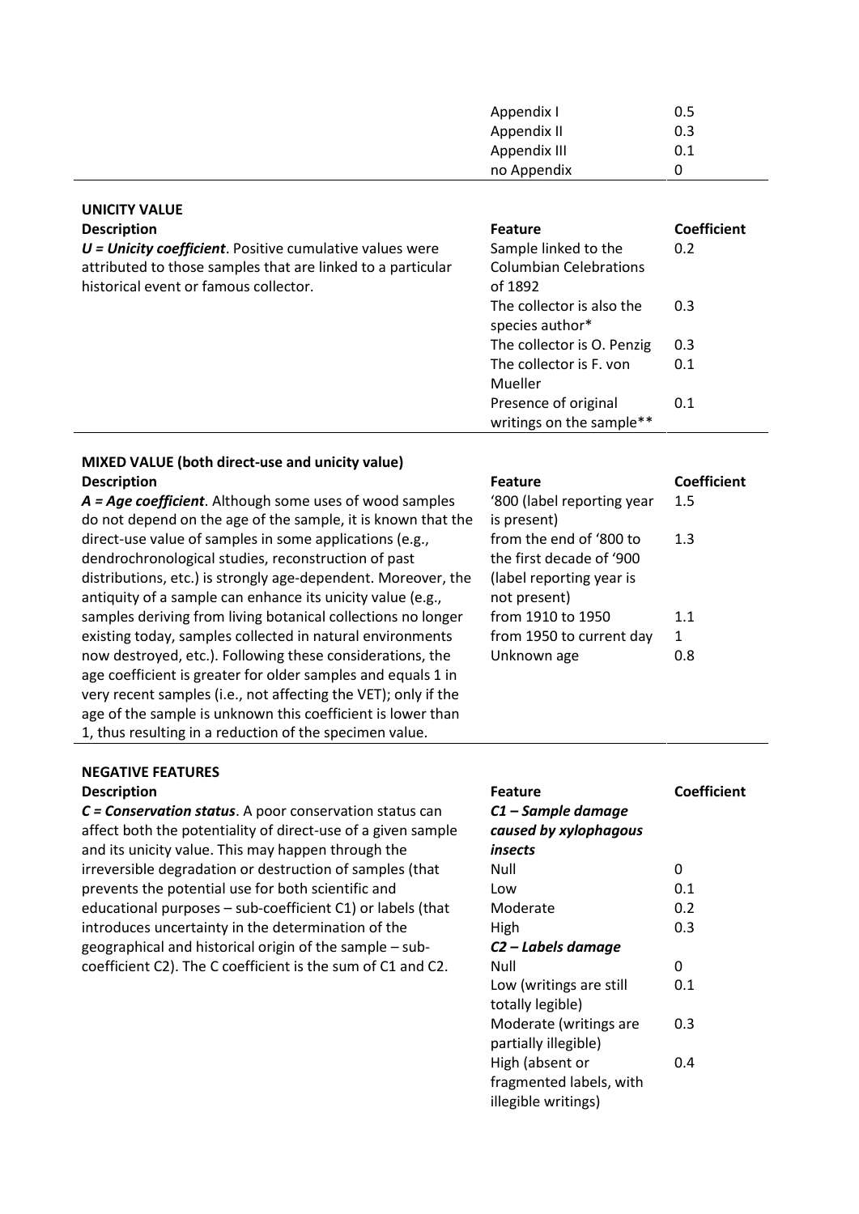| | | |
|---|---|---|
| | Appendix I | 0.5 |
| | Appendix II | 0.3 |
| | Appendix III | 0.1 |
| | no Appendix | 0 |

| **UNICITY VALUE** | | |
|---|---|---|
| **Description** | **Feature** | **Coefficient** |
| ***U = Unicity coefficient***. Positive cumulative values were attributed to those samples that are linked to a particular historical event or famous collector. | Sample linked to the Columbian Celebrations of 1892 | 0.2 |
| | The collector is also the species author* | 0.3 |
| | The collector is O. Penzig | 0.3 |
| | The collector is F. von Mueller | 0.1 |
| | Presence of original writings on the sample** | 0.1 |

| **MIXED VALUE (both direct-use and unicity value)** | | |
|---|---|---|
| **Description** | **Feature** | **Coefficient** |
| ***A = Age coefficient***. Although some uses of wood samples do not depend on the age of the sample, it is known that the direct-use value of samples in some applications (e.g., dendrochronological studies, reconstruction of past distributions, etc.) is strongly age-dependent. Moreover, the antiquity of a sample can enhance its unicity value (e.g., samples deriving from living botanical collections no longer existing today, samples collected in natural environments now destroyed, etc.). Following these considerations, the age coefficient is greater for older samples and equals 1 in very recent samples (i.e., not affecting the VET); only if the age of the sample is unknown this coefficient is lower than 1, thus resulting in a reduction of the specimen value. | '800 (label reporting year is present) | 1.5 |
| | from the end of '800 to the first decade of '900 (label reporting year is not present) | 1.3 |
| | from 1910 to 1950 | 1.1 |
| | from 1950 to current day | 1 |
| | Unknown age | 0.8 |

| **NEGATIVE FEATURES** | | |
|---|---|---|
| **Description** | **Feature** | **Coefficient** |
| ***C = Conservation status***. A poor conservation status can affect both the potentiality of direct-use of a given sample and its unicity value. This may happen through the irreversible degradation or destruction of samples (that prevents the potential use for both scientific and educational purposes – sub-coefficient C1) or labels (that introduces uncertainty in the determination of the geographical and historical origin of the sample – sub-coefficient C2). The C coefficient is the sum of C1 and C2. | ***C1 – Sample damage caused by xylophagous insects*** | |
| | Null | 0 |
| | Low | 0.1 |
| | Moderate | 0.2 |
| | High | 0.3 |
| | ***C2 – Labels damage*** | |
| | Null | 0 |
| | Low (writings are still totally legible) | 0.1 |
| | Moderate (writings are partially illegible) | 0.3 |
| | High (absent or fragmented labels, with illegible writings) | 0.4 |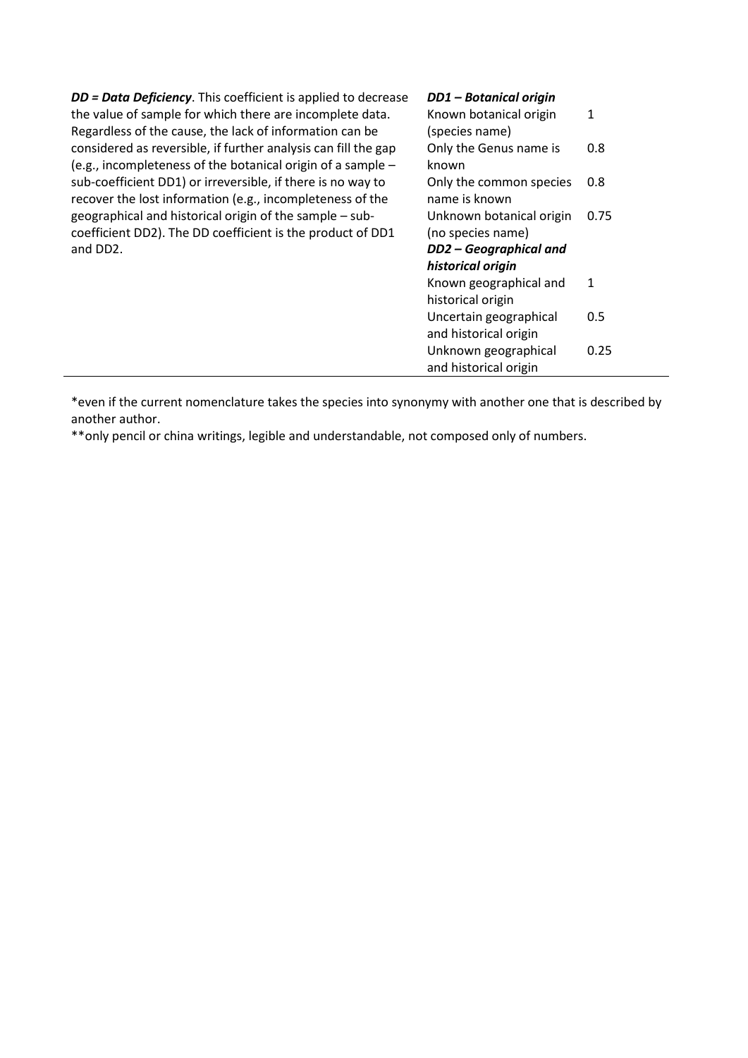| | | | |
|---|---|---|---|
| ***DD = Data Deficiency***. This coefficient is applied to decrease the value of sample for which there are incomplete data. Regardless of the cause, the lack of information can be considered as reversible, if further analysis can fill the gap (e.g., incompleteness of the botanical origin of a sample – sub-coefficient DD1) or irreversible, if there is no way to recover the lost information (e.g., incompleteness of the geographical and historical origin of the sample – sub-coefficient DD2). The DD coefficient is the product of DD1 and DD2. | ***DD1 – Botanical origin*** | |
| | Known botanical origin (species name) | 1 |
| | Only the Genus name is known | 0.8 |
| | Only the common species name is known | 0.8 |
| | Unknown botanical origin (no species name) | 0.75 |
| | ***DD2 – Geographical and historical origin*** | |
| | Known geographical and historical origin | 1 |
| | Uncertain geographical and historical origin | 0.5 |
| | Unknown geographical and historical origin | 0.25 |

*even if the current nomenclature takes the species into synonymy with another one that is described by another author.

**only pencil or china writings, legible and understandable, not composed only of numbers.